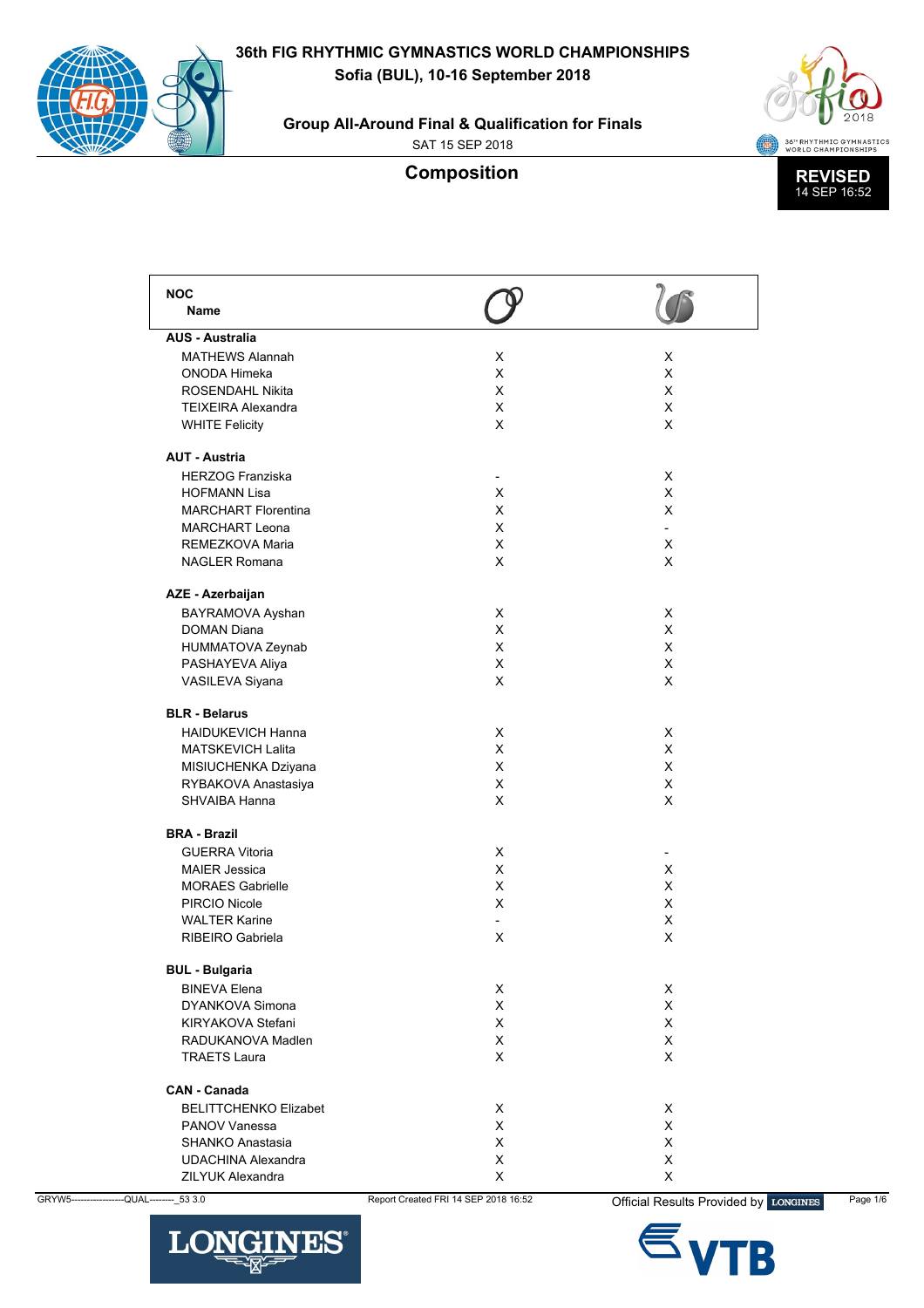# 36th FIG RHYTHMIC GYMNASTICS WORLD CHAMPIONSHIPS

**Sofia (BUL), 10-16 September 2018**

## Group All-Around Final & Qualification for Finals

SAT 15 SEP 2018

## Composition

**REVISED**
14 SEP 16:52

| NOC / Name | Hoops | Ropes / Balls |
|---|---|---|
| **AUS - Australia** | | |
| MATHEWS Alannah | X | X |
| ONODA Himeka | X | X |
| ROSENDAHL Nikita | X | X |
| TEIXEIRA Alexandra | X | X |
| WHITE Felicity | X | X |
| **AUT - Austria** | | |
| HERZOG Franziska | - | X |
| HOFMANN Lisa | X | X |
| MARCHART Florentina | X | X |
| MARCHART Leona | X | - |
| REMEZKOVA Maria | X | X |
| NAGLER Romana | X | X |
| **AZE - Azerbaijan** | | |
| BAYRAMOVA Ayshan | X | X |
| DOMAN Diana | X | X |
| HUMMATOVA Zeynab | X | X |
| PASHAYEVA Aliya | X | X |
| VASILEVA Siyana | X | X |
| **BLR - Belarus** | | |
| HAIDUKEVICH Hanna | X | X |
| MATSKEVICH Lalita | X | X |
| MISIUCHENKA Dziyana | X | X |
| RYBAKOVA Anastasiya | X | X |
| SHVAIBA Hanna | X | X |
| **BRA - Brazil** | | |
| GUERRA Vitoria | X | - |
| MAIER Jessica | X | X |
| MORAES Gabrielle | X | X |
| PIRCIO Nicole | X | X |
| WALTER Karine | - | X |
| RIBEIRO Gabriela | X | X |
| **BUL - Bulgaria** | | |
| BINEVA Elena | X | X |
| DYANKOVA Simona | X | X |
| KIRYAKOVA Stefani | X | X |
| RADUKANOVA Madlen | X | X |
| TRAETS Laura | X | X |
| **CAN - Canada** | | |
| BELITTCHENKO Elizabet | X | X |
| PANOV Vanessa | X | X |
| SHANKO Anastasia | X | X |
| UDACHINA Alexandra | X | X |
| ZILYUK Alexandra | X | X |

GRYW5------------------QUAL--------_53 3.0 Report Created FRI 14 SEP 2018 16:52 Official Results Provided by LONGINES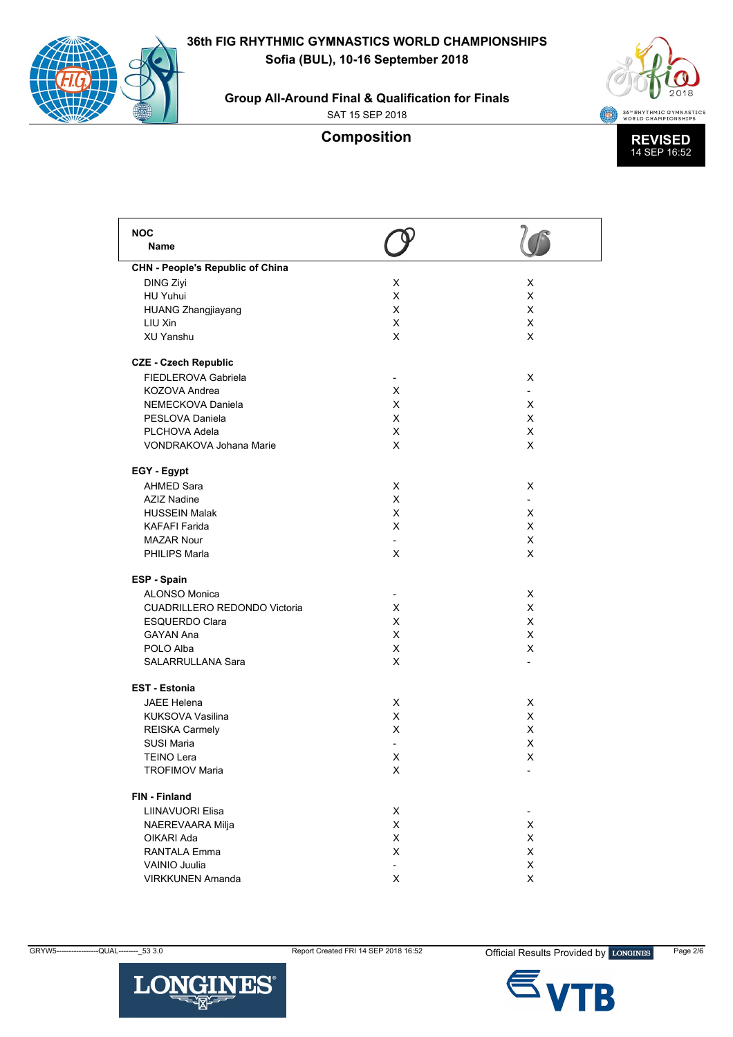# 36th FIG RHYTHMIC GYMNASTICS WORLD CHAMPIONSHIPS

**Sofia (BUL), 10-16 September 2018**

**Group All-Around Final & Qualification for Finals**

SAT 15 SEP 2018

## Composition

**REVISED** 14 SEP 16:52

| NOC / Name | Hoop | Ball & Rope |
|---|---|---|
| **CHN - People's Republic of China** | | |
| DING Ziyi | X | X |
| HU Yuhui | X | X |
| HUANG Zhangjiayang | X | X |
| LIU Xin | X | X |
| XU Yanshu | X | X |
| **CZE - Czech Republic** | | |
| FIEDLEROVA Gabriela | - | X |
| KOZOVA Andrea | X | - |
| NEMECKOVA Daniela | X | X |
| PESLOVA Daniela | X | X |
| PLCHOVA Adela | X | X |
| VONDRAKOVA Johana Marie | X | X |
| **EGY - Egypt** | | |
| AHMED Sara | X | X |
| AZIZ Nadine | X | - |
| HUSSEIN Malak | X | X |
| KAFAFI Farida | X | X |
| MAZAR Nour | - | X |
| PHILIPS Marla | X | X |
| **ESP - Spain** | | |
| ALONSO Monica | - | X |
| CUADRILLERO REDONDO Victoria | X | X |
| ESQUERDO Clara | X | X |
| GAYAN Ana | X | X |
| POLO Alba | X | X |
| SALARRULLANA Sara | X | - |
| **EST - Estonia** | | |
| JAEE Helena | X | X |
| KUKSOVA Vasilina | X | X |
| REISKA Carmely | X | X |
| SUSI Maria | - | X |
| TEINO Lera | X | X |
| TROFIMOV Maria | X | - |
| **FIN - Finland** | | |
| LIINAVUORI Elisa | X | - |
| NAEREVAARA Milja | X | X |
| OIKARI Ada | X | X |
| RANTALA Emma | X | X |
| VAINIO Juulia | - | X |
| VIRKKUNEN Amanda | X | X |

GRYW5------------------QUAL--------_53 3.0 Report Created FRI 14 SEP 2018 16:52 Official Results Provided by LONGINES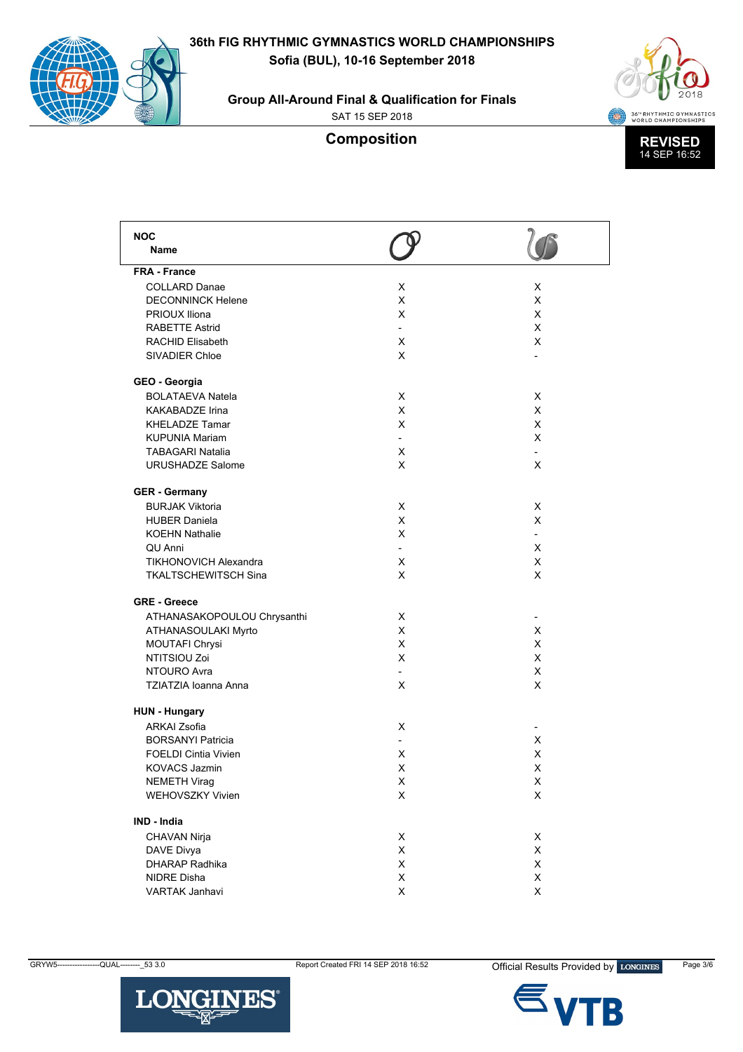# 36th FIG RHYTHMIC GYMNASTICS WORLD CHAMPIONSHIPS

**Sofia (BUL), 10-16 September 2018**

**Group All-Around Final & Qualification for Finals**

SAT 15 SEP 2018

## Composition

**REVISED**
14 SEP 16:52

| NOC / Name | Hoop | Ropes & Balls |
|---|---|---|
| **FRA - France** | | |
| COLLARD Danae | X | X |
| DECONNINCK Helene | X | X |
| PRIOUX Iliona | X | X |
| RABETTE Astrid | - | X |
| RACHID Elisabeth | X | X |
| SIVADIER Chloe | X | - |
| **GEO - Georgia** | | |
| BOLATAEVA Natela | X | X |
| KAKABADZE Irina | X | X |
| KHELADZE Tamar | X | X |
| KUPUNIA Mariam | - | X |
| TABAGARI Natalia | X | - |
| URUSHADZE Salome | X | X |
| **GER - Germany** | | |
| BURJAK Viktoria | X | X |
| HUBER Daniela | X | X |
| KOEHN Nathalie | X | - |
| QU Anni | - | X |
| TIKHONOVICH Alexandra | X | X |
| TKALTSCHEWITSCH Sina | X | X |
| **GRE - Greece** | | |
| ATHANASAKOPOULOU Chrysanthi | X | - |
| ATHANASOULAKI Myrto | X | X |
| MOUTAFI Chrysi | X | X |
| NTITSIOU Zoi | X | X |
| NTOURO Avra | - | X |
| TZIATZIA Ioanna Anna | X | X |
| **HUN - Hungary** | | |
| ARKAI Zsofia | X | - |
| BORSANYI Patricia | - | X |
| FOELDI Cintia Vivien | X | X |
| KOVACS Jazmin | X | X |
| NEMETH Virag | X | X |
| WEHOVSZKY Vivien | X | X |
| **IND - India** | | |
| CHAVAN Nirja | X | X |
| DAVE Divya | X | X |
| DHARAP Radhika | X | X |
| NIDRE Disha | X | X |
| VARTAK Janhavi | X | X |

GRYW5------------------QUAL--------_53 3.0 Report Created FRI 14 SEP 2018 16:52 Official Results Provided by LONGINES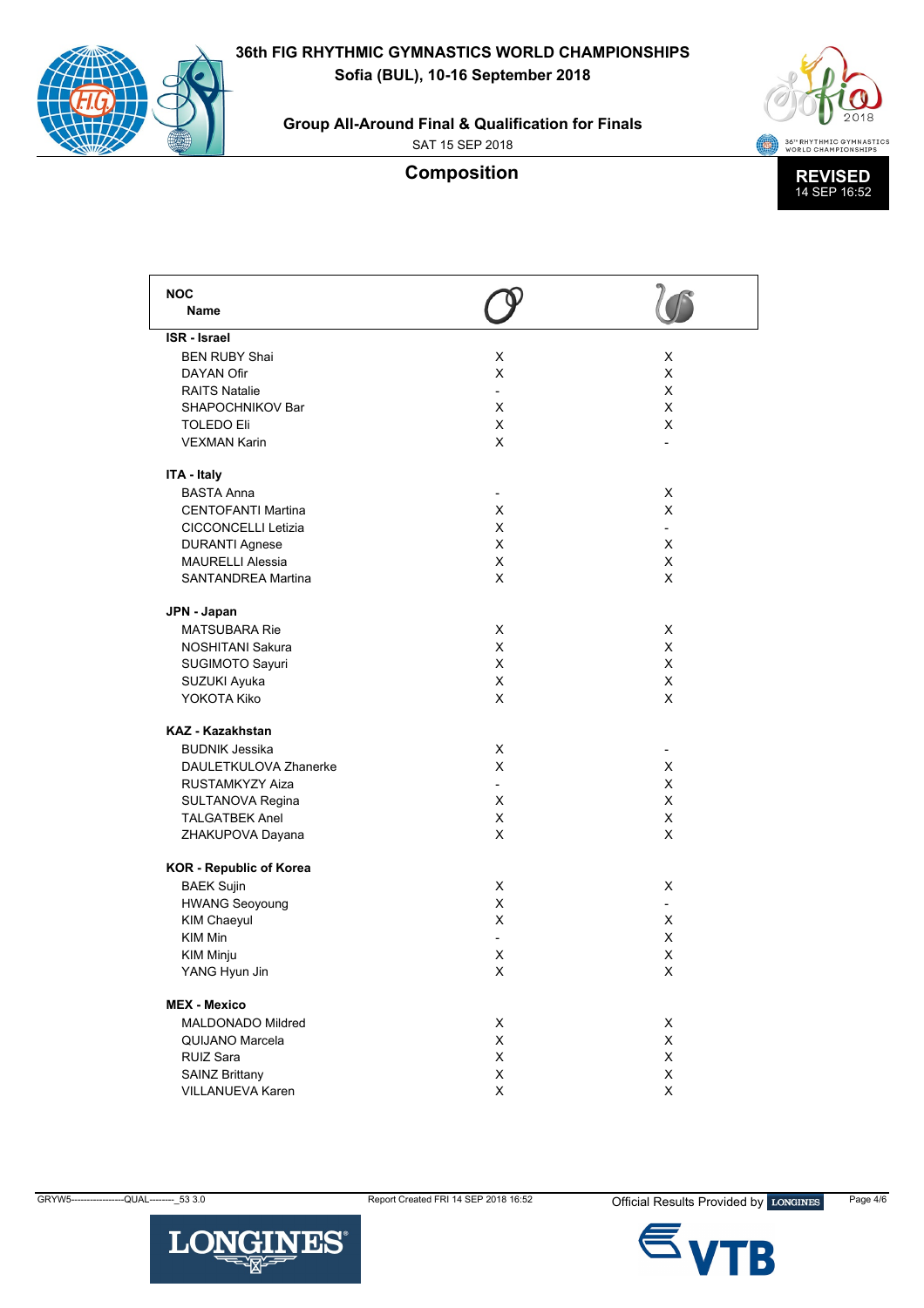# 36th FIG RHYTHMIC GYMNASTICS WORLD CHAMPIONSHIPS

**Sofia (BUL), 10-16 September 2018**

**Group All-Around Final & Qualification for Finals**

SAT 15 SEP 2018

## Composition

**REVISED**
14 SEP 16:52

| NOC / Name | Hoops | Clubs/Ropes |
|---|---|---|
| **ISR - Israel** | | |
| BEN RUBY Shai | X | X |
| DAYAN Ofir | X | X |
| RAITS Natalie | - | X |
| SHAPOCHNIKOV Bar | X | X |
| TOLEDO Eli | X | X |
| VEXMAN Karin | X | - |
| **ITA - Italy** | | |
| BASTA Anna | - | X |
| CENTOFANTI Martina | X | X |
| CICCONCELLI Letizia | X | - |
| DURANTI Agnese | X | X |
| MAURELLI Alessia | X | X |
| SANTANDREA Martina | X | X |
| **JPN - Japan** | | |
| MATSUBARA Rie | X | X |
| NOSHITANI Sakura | X | X |
| SUGIMOTO Sayuri | X | X |
| SUZUKI Ayuka | X | X |
| YOKOTA Kiko | X | X |
| **KAZ - Kazakhstan** | | |
| BUDNIK Jessika | X | - |
| DAULETKULOVA Zhanerke | X | X |
| RUSTAMKYZY Aiza | - | X |
| SULTANOVA Regina | X | X |
| TALGATBEK Anel | X | X |
| ZHAKUPOVA Dayana | X | X |
| **KOR - Republic of Korea** | | |
| BAEK Sujin | X | X |
| HWANG Seoyoung | X | - |
| KIM Chaeyul | X | X |
| KIM Min | - | X |
| KIM Minju | X | X |
| YANG Hyun Jin | X | X |
| **MEX - Mexico** | | |
| MALDONADO Mildred | X | X |
| QUIJANO Marcela | X | X |
| RUIZ Sara | X | X |
| SAINZ Brittany | X | X |
| VILLANUEVA Karen | X | X |

GRYW5------------------QUAL--------_53 3.0 Report Created FRI 14 SEP 2018 16:52 Official Results Provided by LONGINES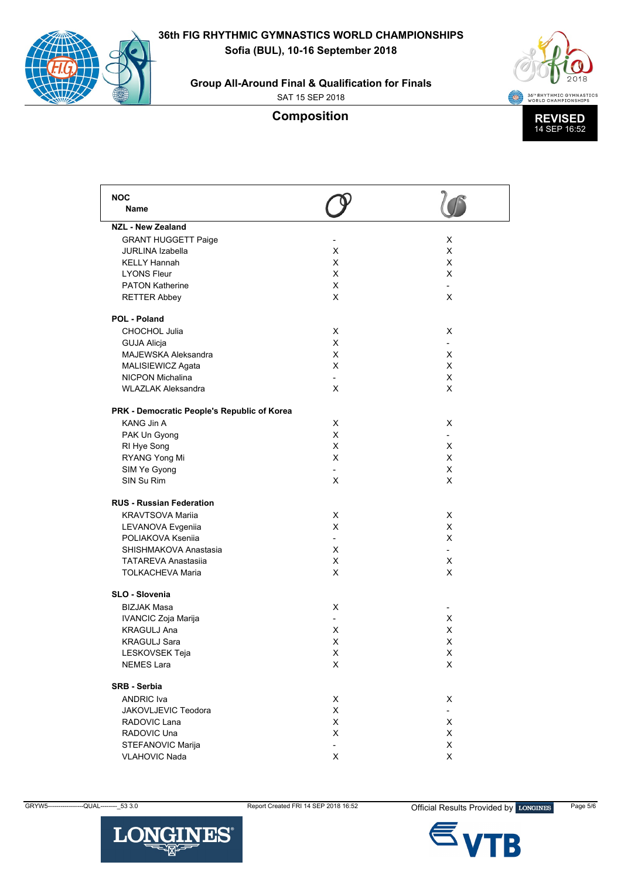# 36th FIG RHYTHMIC GYMNASTICS WORLD CHAMPIONSHIPS

**Sofia (BUL), 10-16 September 2018**

**Group All-Around Final & Qualification for Finals**

SAT 15 SEP 2018

## Composition

**REVISED**
14 SEP 16:52

| NOC / Name | Hoops | Ropes & Balls |
|---|---|---|
| **NZL - New Zealand** | | |
| GRANT HUGGETT Paige | - | X |
| JURLINA Izabella | X | X |
| KELLY Hannah | X | X |
| LYONS Fleur | X | X |
| PATON Katherine | X | - |
| RETTER Abbey | X | X |
| **POL - Poland** | | |
| CHOCHOL Julia | X | X |
| GUJA Alicja | X | - |
| MAJEWSKA Aleksandra | X | X |
| MALISIEWICZ Agata | X | X |
| NICPON Michalina | - | X |
| WLAZLAK Aleksandra | X | X |
| **PRK - Democratic People's Republic of Korea** | | |
| KANG Jin A | X | X |
| PAK Un Gyong | X | - |
| RI Hye Song | X | X |
| RYANG Yong Mi | X | X |
| SIM Ye Gyong | - | X |
| SIN Su Rim | X | X |
| **RUS - Russian Federation** | | |
| KRAVTSOVA Mariia | X | X |
| LEVANOVA Evgeniia | X | X |
| POLIAKOVA Kseniia | - | X |
| SHISHMAKOVA Anastasia | X | - |
| TATAREVA Anastasiia | X | X |
| TOLKACHEVA Maria | X | X |
| **SLO - Slovenia** | | |
| BIZJAK Masa | X | - |
| IVANCIC Zoja Marija | - | X |
| KRAGULJ Ana | X | X |
| KRAGULJ Sara | X | X |
| LESKOVSEK Teja | X | X |
| NEMES Lara | X | X |
| **SRB - Serbia** | | |
| ANDRIC Iva | X | X |
| JAKOVLJEVIC Teodora | X | - |
| RADOVIC Lana | X | X |
| RADOVIC Una | X | X |
| STEFANOVIC Marija | - | X |
| VLAHOVIC Nada | X | X |

GRYW5------------------QUAL--------_53 3.0 Report Created FRI 14 SEP 2018 16:52 Official Results Provided by LONGINES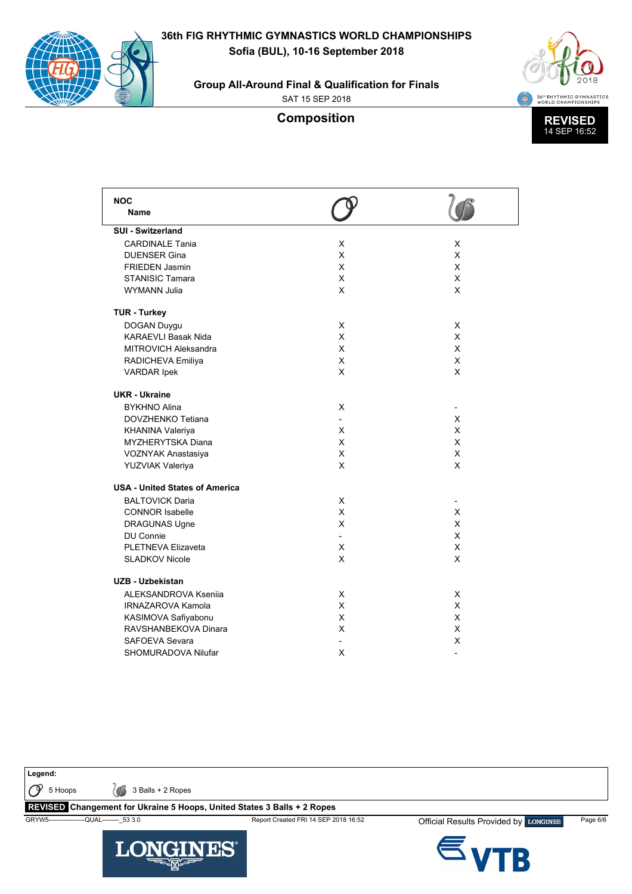# 36th FIG RHYTHMIC GYMNASTICS WORLD CHAMPIONSHIPS

**Sofia (BUL), 10-16 September 2018**

**Group All-Around Final & Qualification for Finals**

SAT 15 SEP 2018

## Composition

**REVISED** 14 SEP 16:52

| NOC / Name | 5 Hoops | 3 Balls + 2 Ropes |
|---|---|---|
| **SUI - Switzerland** | | |
| CARDINALE Tania | X | X |
| DUENSER Gina | X | X |
| FRIEDEN Jasmin | X | X |
| STANISIC Tamara | X | X |
| WYMANN Julia | X | X |
| **TUR - Turkey** | | |
| DOGAN Duygu | X | X |
| KARAEVLI Basak Nida | X | X |
| MITROVICH Aleksandra | X | X |
| RADICHEVA Emiliya | X | X |
| VARDAR Ipek | X | X |
| **UKR - Ukraine** | | |
| BYKHNO Alina | X | - |
| DOVZHENKO Tetiana | - | X |
| KHANINA Valeriya | X | X |
| MYZHERYTSKA Diana | X | X |
| VOZNYAK Anastasiya | X | X |
| YUZVIAK Valeriya | X | X |
| **USA - United States of America** | | |
| BALTOVICK Daria | X | - |
| CONNOR Isabelle | X | X |
| DRAGUNAS Ugne | X | X |
| DU Connie | - | X |
| PLETNEVA Elizaveta | X | X |
| SLADKOV Nicole | X | X |
| **UZB - Uzbekistan** | | |
| ALEKSANDROVA Kseniia | X | X |
| IRNAZAROVA Kamola | X | X |
| KASIMOVA Safiyabonu | X | X |
| RAVSHANBEKOVA Dinara | X | X |
| SAFOEVA Sevara | - | X |
| SHOMURADOVA Nilufar | X | - |

**Legend:**

5 Hoops — 3 Balls + 2 Ropes

**REVISED** Changement for Ukraine 5 Hoops, United States 3 Balls + 2 Ropes

GRYW5------------------QUAL--------_53 3.0 — Report Created FRI 14 SEP 2018 16:52 — Official Results Provided by LONGINES